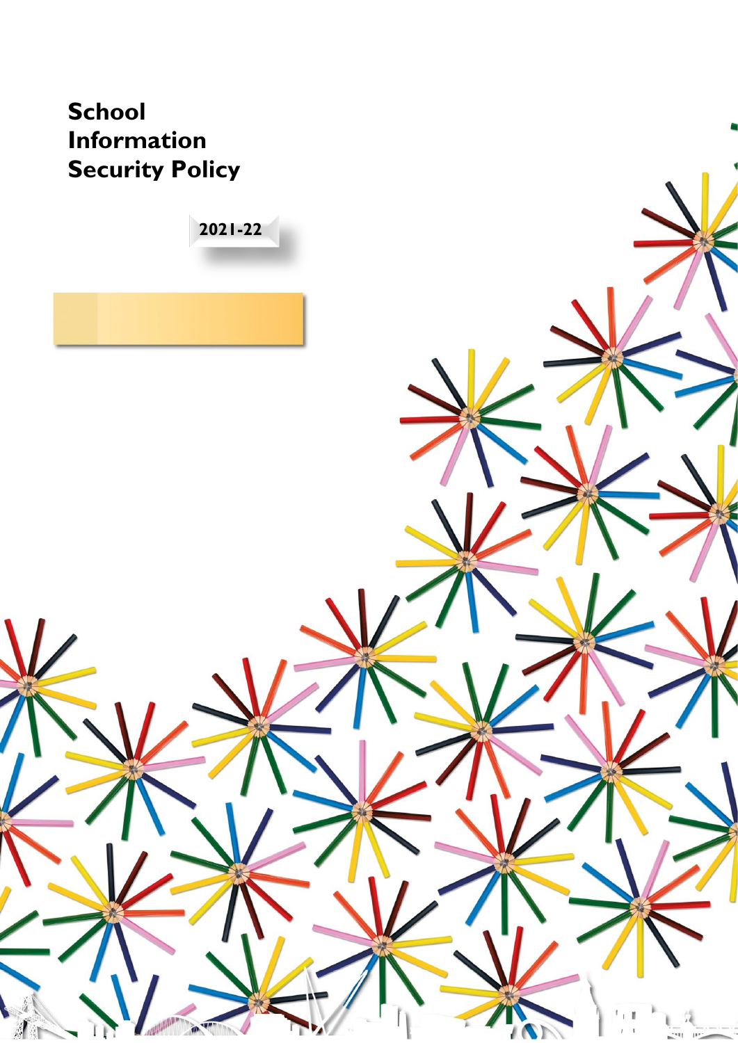# School Information Security Policy

2021-22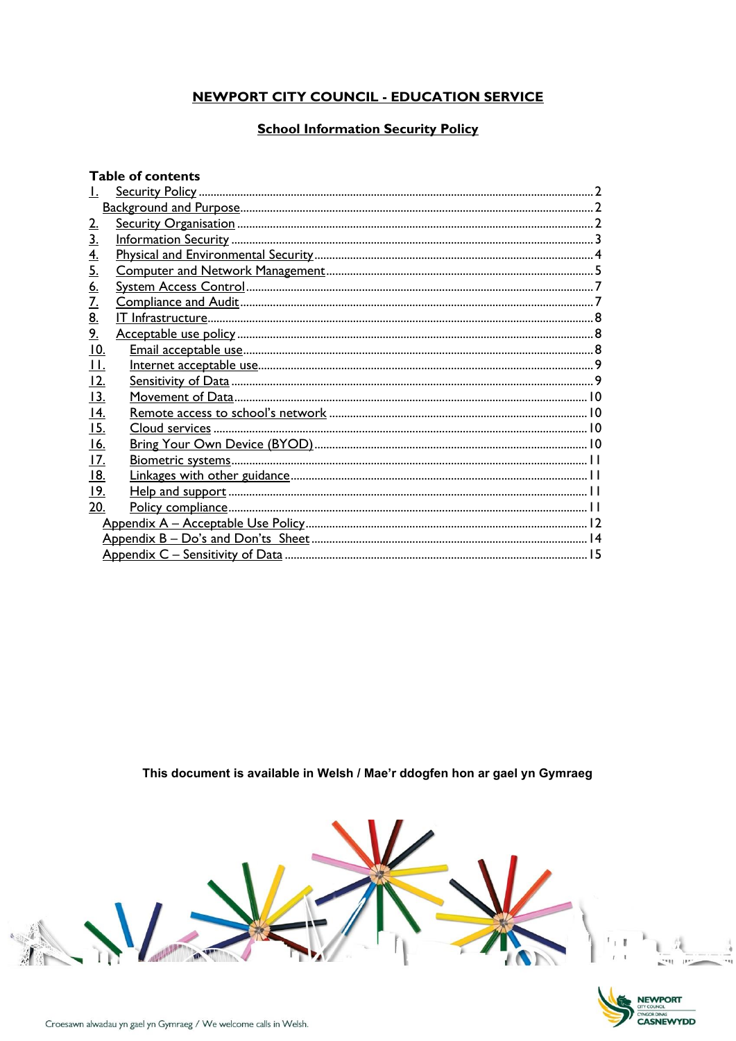**NEWPORT CITY COUNCIL - EDUCATION SERVICE**

**School Information Security Policy**

## Table of contents

1. Security Policy ..... 2
   Background and Purpose ..... 2
2. Security Organisation ..... 2
3. Information Security ..... 3
4. Physical and Environmental Security ..... 4
5. Computer and Network Management ..... 5
6. System Access Control ..... 7
7. Compliance and Audit ..... 7
8. IT Infrastructure ..... 8
9. Acceptable use policy ..... 8
10. Email acceptable use ..... 8
11. Internet acceptable use ..... 9
12. Sensitivity of Data ..... 9
13. Movement of Data ..... 10
14. Remote access to school's network ..... 10
15. Cloud services ..... 10
16. Bring Your Own Device (BYOD) ..... 10
17. Biometric systems ..... 11
18. Linkages with other guidance ..... 11
19. Help and support ..... 11
20. Policy compliance ..... 11

Appendix A – Acceptable Use Policy ..... 12
Appendix B – Do's and Don'ts Sheet ..... 14
Appendix C – Sensitivity of Data ..... 15

This document is available in Welsh / Mae'r ddogfen hon ar gael yn Gymraeg

Croesawn alwadau yn gael yn Gymraeg / We welcome calls in Welsh.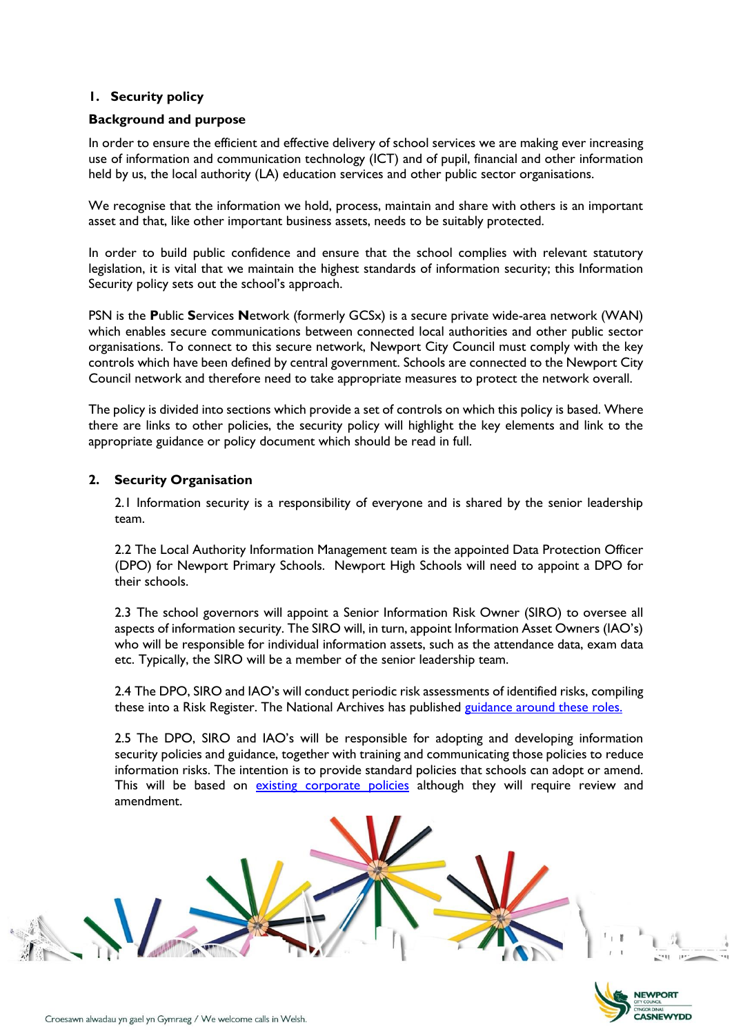## 1. Security policy

### Background and purpose

In order to ensure the efficient and effective delivery of school services we are making ever increasing use of information and communication technology (ICT) and of pupil, financial and other information held by us, the local authority (LA) education services and other public sector organisations.

We recognise that the information we hold, process, maintain and share with others is an important asset and that, like other important business assets, needs to be suitably protected.

In order to build public confidence and ensure that the school complies with relevant statutory legislation, it is vital that we maintain the highest standards of information security; this Information Security policy sets out the school's approach.

PSN is the **P**ublic **S**ervices **N**etwork (formerly GCSx) is a secure private wide-area network (WAN) which enables secure communications between connected local authorities and other public sector organisations. To connect to this secure network, Newport City Council must comply with the key controls which have been defined by central government. Schools are connected to the Newport City Council network and therefore need to take appropriate measures to protect the network overall.

The policy is divided into sections which provide a set of controls on which this policy is based. Where there are links to other policies, the security policy will highlight the key elements and link to the appropriate guidance or policy document which should be read in full.

## 2. Security Organisation

2.1 Information security is a responsibility of everyone and is shared by the senior leadership team.

2.2 The Local Authority Information Management team is the appointed Data Protection Officer (DPO) for Newport Primary Schools. Newport High Schools will need to appoint a DPO for their schools.

2.3 The school governors will appoint a Senior Information Risk Owner (SIRO) to oversee all aspects of information security. The SIRO will, in turn, appoint Information Asset Owners (IAO's) who will be responsible for individual information assets, such as the attendance data, exam data etc. Typically, the SIRO will be a member of the senior leadership team.

2.4 The DPO, SIRO and IAO's will conduct periodic risk assessments of identified risks, compiling these into a Risk Register. The National Archives has published guidance around these roles.

2.5 The DPO, SIRO and IAO's will be responsible for adopting and developing information security policies and guidance, together with training and communicating those policies to reduce information risks. The intention is to provide standard policies that schools can adopt or amend. This will be based on existing corporate policies although they will require review and amendment.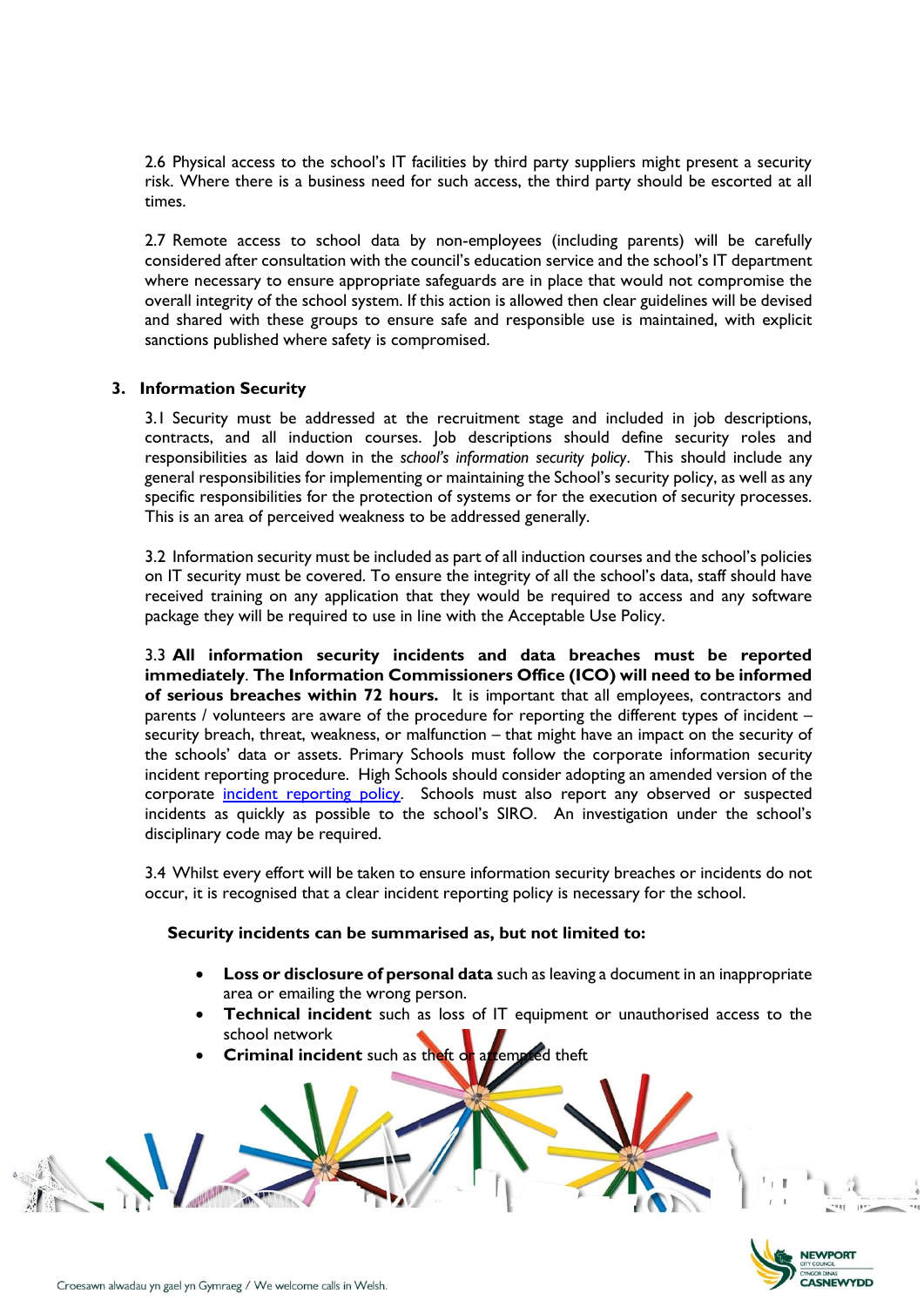2.6 Physical access to the school's IT facilities by third party suppliers might present a security risk. Where there is a business need for such access, the third party should be escorted at all times.

2.7 Remote access to school data by non-employees (including parents) will be carefully considered after consultation with the council's education service and the school's IT department where necessary to ensure appropriate safeguards are in place that would not compromise the overall integrity of the school system. If this action is allowed then clear guidelines will be devised and shared with these groups to ensure safe and responsible use is maintained, with explicit sanctions published where safety is compromised.

## 3. Information Security

3.1 Security must be addressed at the recruitment stage and included in job descriptions, contracts, and all induction courses. Job descriptions should define security roles and responsibilities as laid down in the *school's information security policy*. This should include any general responsibilities for implementing or maintaining the School's security policy, as well as any specific responsibilities for the protection of systems or for the execution of security processes. This is an area of perceived weakness to be addressed generally.

3.2 Information security must be included as part of all induction courses and the school's policies on IT security must be covered. To ensure the integrity of all the school's data, staff should have received training on any application that they would be required to access and any software package they will be required to use in line with the Acceptable Use Policy.

3.3 **All information security incidents and data breaches must be reported immediately**. **The Information Commissioners Office (ICO) will need to be informed of serious breaches within 72 hours.** It is important that all employees, contractors and parents / volunteers are aware of the procedure for reporting the different types of incident – security breach, threat, weakness, or malfunction – that might have an impact on the security of the schools' data or assets. Primary Schools must follow the corporate information security incident reporting procedure. High Schools should consider adopting an amended version of the corporate incident reporting policy. Schools must also report any observed or suspected incidents as quickly as possible to the school's SIRO. An investigation under the school's disciplinary code may be required.

3.4 Whilst every effort will be taken to ensure information security breaches or incidents do not occur, it is recognised that a clear incident reporting policy is necessary for the school.

**Security incidents can be summarised as, but not limited to:**

- **Loss or disclosure of personal data** such as leaving a document in an inappropriate area or emailing the wrong person.
- **Technical incident** such as loss of IT equipment or unauthorised access to the school network
- **Criminal incident** such as theft or attempted theft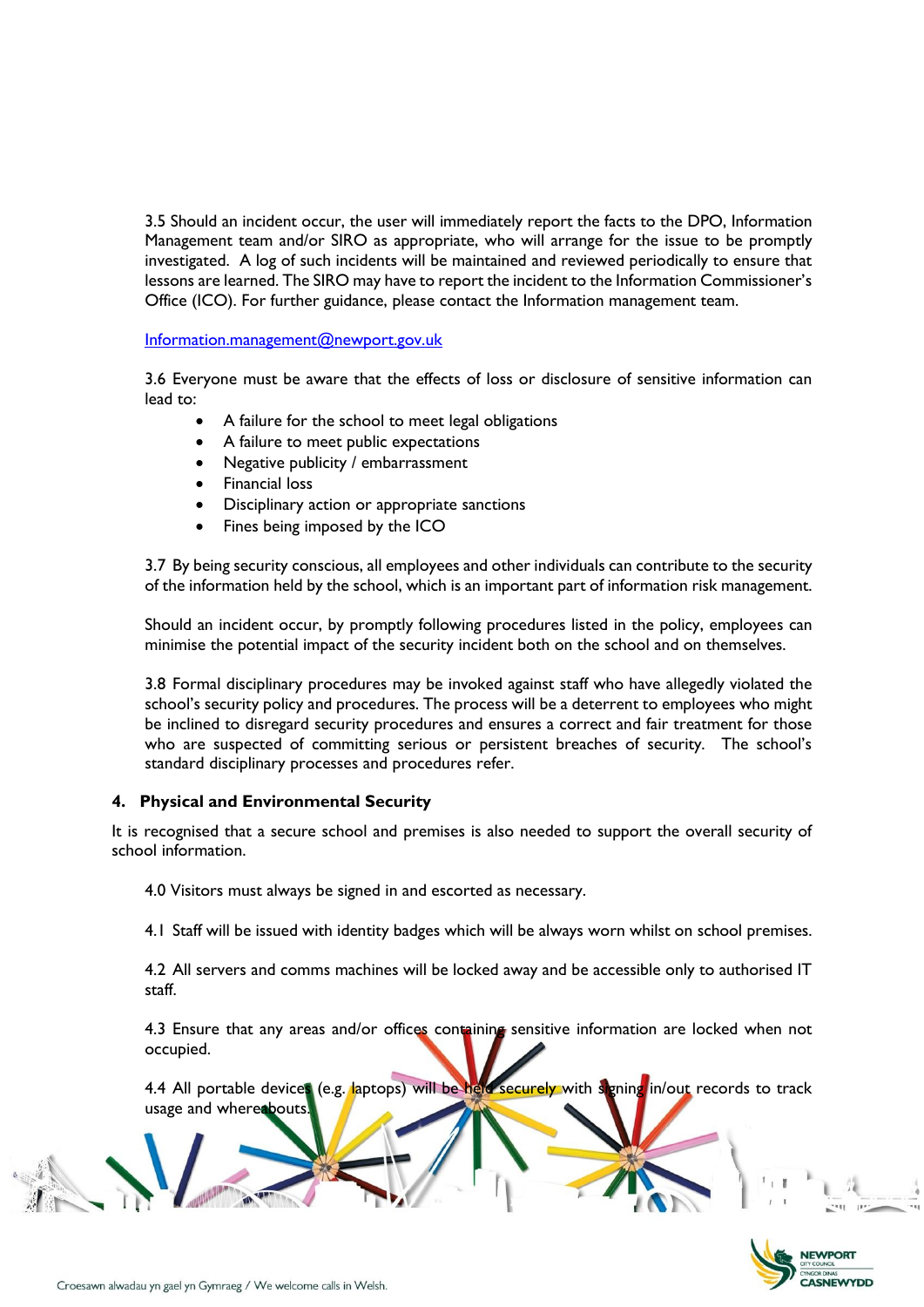3.5 Should an incident occur, the user will immediately report the facts to the DPO, Information Management team and/or SIRO as appropriate, who will arrange for the issue to be promptly investigated. A log of such incidents will be maintained and reviewed periodically to ensure that lessons are learned. The SIRO may have to report the incident to the Information Commissioner's Office (ICO). For further guidance, please contact the Information management team.

Information.management@newport.gov.uk

3.6 Everyone must be aware that the effects of loss or disclosure of sensitive information can lead to:

- A failure for the school to meet legal obligations
- A failure to meet public expectations
- Negative publicity / embarrassment
- Financial loss
- Disciplinary action or appropriate sanctions
- Fines being imposed by the ICO

3.7 By being security conscious, all employees and other individuals can contribute to the security of the information held by the school, which is an important part of information risk management.

Should an incident occur, by promptly following procedures listed in the policy, employees can minimise the potential impact of the security incident both on the school and on themselves.

3.8 Formal disciplinary procedures may be invoked against staff who have allegedly violated the school's security policy and procedures. The process will be a deterrent to employees who might be inclined to disregard security procedures and ensures a correct and fair treatment for those who are suspected of committing serious or persistent breaches of security. The school's standard disciplinary processes and procedures refer.

## 4. Physical and Environmental Security

It is recognised that a secure school and premises is also needed to support the overall security of school information.

4.0 Visitors must always be signed in and escorted as necessary.

4.1 Staff will be issued with identity badges which will be always worn whilst on school premises.

4.2 All servers and comms machines will be locked away and be accessible only to authorised IT staff.

4.3 Ensure that any areas and/or offices containing sensitive information are locked when not occupied.

4.4 All portable devices (e.g. laptops) will be held securely with signing in/out records to track usage and whereabouts.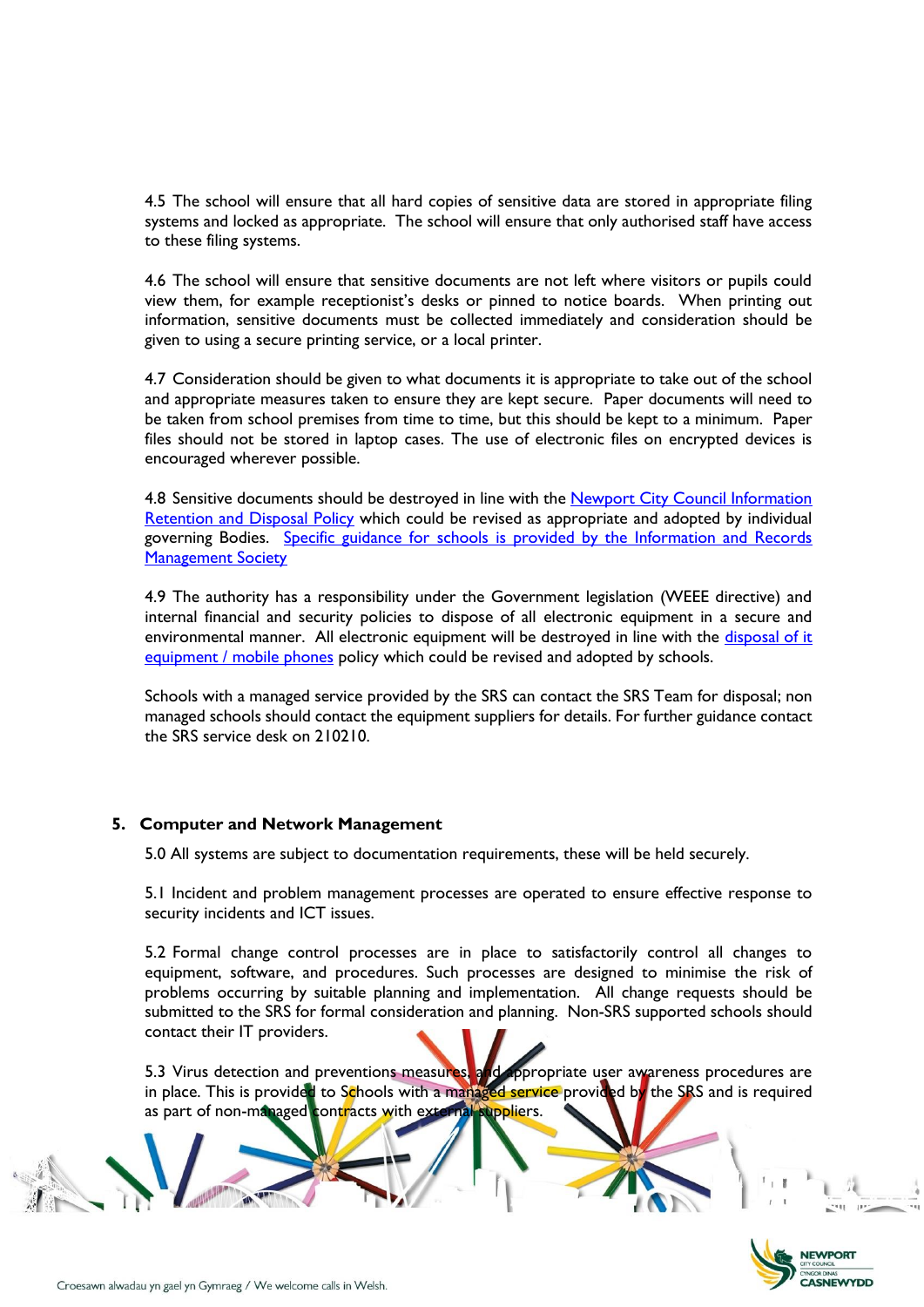4.5 The school will ensure that all hard copies of sensitive data are stored in appropriate filing systems and locked as appropriate. The school will ensure that only authorised staff have access to these filing systems.

4.6 The school will ensure that sensitive documents are not left where visitors or pupils could view them, for example receptionist's desks or pinned to notice boards. When printing out information, sensitive documents must be collected immediately and consideration should be given to using a secure printing service, or a local printer.

4.7 Consideration should be given to what documents it is appropriate to take out of the school and appropriate measures taken to ensure they are kept secure. Paper documents will need to be taken from school premises from time to time, but this should be kept to a minimum. Paper files should not be stored in laptop cases. The use of electronic files on encrypted devices is encouraged wherever possible.

4.8 Sensitive documents should be destroyed in line with the Newport City Council Information Retention and Disposal Policy which could be revised as appropriate and adopted by individual governing Bodies. Specific guidance for schools is provided by the Information and Records Management Society

4.9 The authority has a responsibility under the Government legislation (WEEE directive) and internal financial and security policies to dispose of all electronic equipment in a secure and environmental manner. All electronic equipment will be destroyed in line with the disposal of it equipment / mobile phones policy which could be revised and adopted by schools.

Schools with a managed service provided by the SRS can contact the SRS Team for disposal; non managed schools should contact the equipment suppliers for details. For further guidance contact the SRS service desk on 210210.

## 5. Computer and Network Management

5.0 All systems are subject to documentation requirements, these will be held securely.

5.1 Incident and problem management processes are operated to ensure effective response to security incidents and ICT issues.

5.2 Formal change control processes are in place to satisfactorily control all changes to equipment, software, and procedures. Such processes are designed to minimise the risk of problems occurring by suitable planning and implementation. All change requests should be submitted to the SRS for formal consideration and planning. Non-SRS supported schools should contact their IT providers.

5.3 Virus detection and preventions measures, and appropriate user awareness procedures are in place. This is provided to Schools with a managed service provided by the SRS and is required as part of non-managed contracts with external suppliers.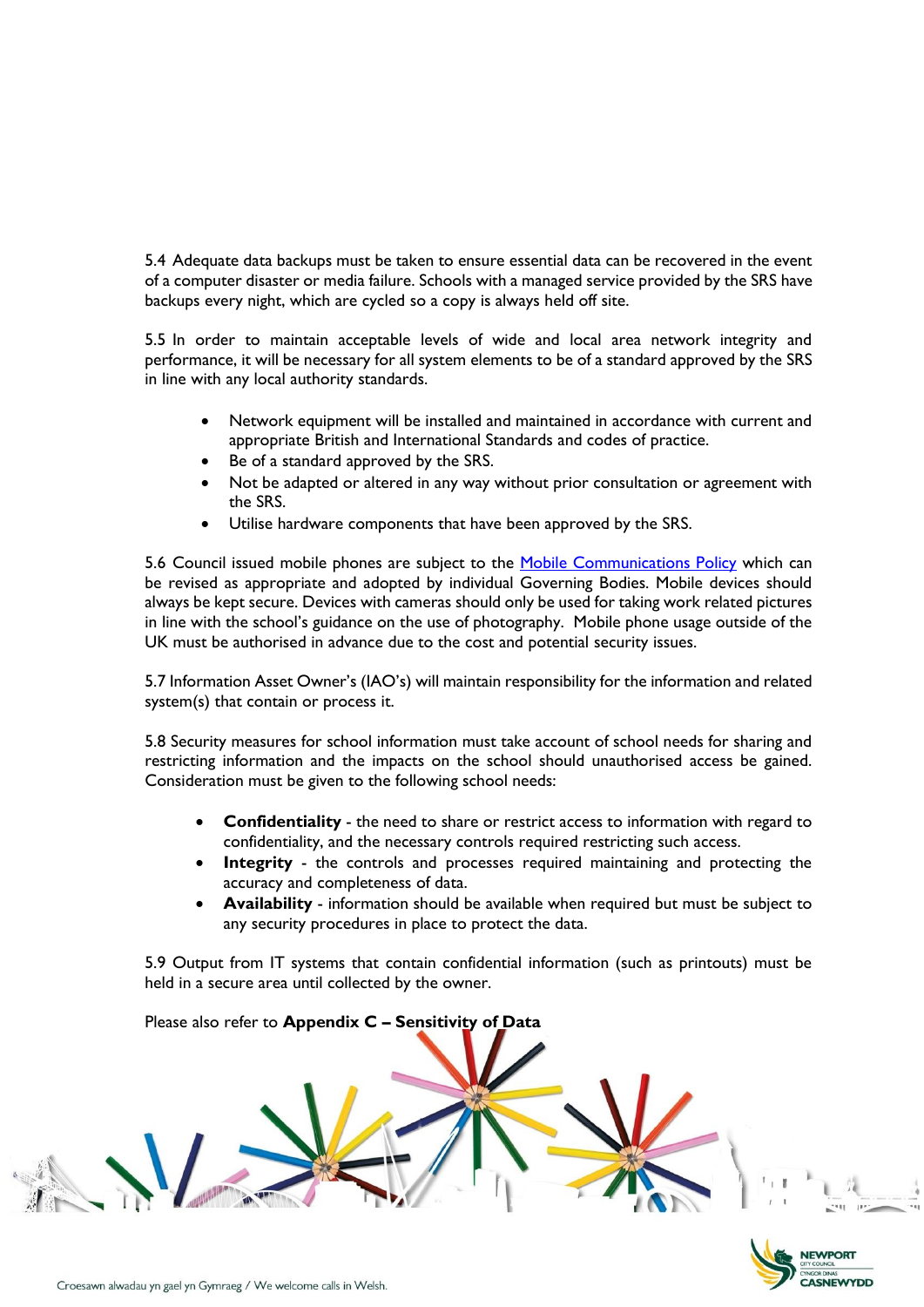5.4 Adequate data backups must be taken to ensure essential data can be recovered in the event of a computer disaster or media failure. Schools with a managed service provided by the SRS have backups every night, which are cycled so a copy is always held off site.

5.5 In order to maintain acceptable levels of wide and local area network integrity and performance, it will be necessary for all system elements to be of a standard approved by the SRS in line with any local authority standards.

- Network equipment will be installed and maintained in accordance with current and appropriate British and International Standards and codes of practice.
- Be of a standard approved by the SRS.
- Not be adapted or altered in any way without prior consultation or agreement with the SRS.
- Utilise hardware components that have been approved by the SRS.

5.6 Council issued mobile phones are subject to the Mobile Communications Policy which can be revised as appropriate and adopted by individual Governing Bodies. Mobile devices should always be kept secure. Devices with cameras should only be used for taking work related pictures in line with the school's guidance on the use of photography. Mobile phone usage outside of the UK must be authorised in advance due to the cost and potential security issues.

5.7 Information Asset Owner's (IAO's) will maintain responsibility for the information and related system(s) that contain or process it.

5.8 Security measures for school information must take account of school needs for sharing and restricting information and the impacts on the school should unauthorised access be gained. Consideration must be given to the following school needs:

- **Confidentiality** - the need to share or restrict access to information with regard to confidentiality, and the necessary controls required restricting such access.
- **Integrity** - the controls and processes required maintaining and protecting the accuracy and completeness of data.
- **Availability** - information should be available when required but must be subject to any security procedures in place to protect the data.

5.9 Output from IT systems that contain confidential information (such as printouts) must be held in a secure area until collected by the owner.

Please also refer to **Appendix C – Sensitivity of Data**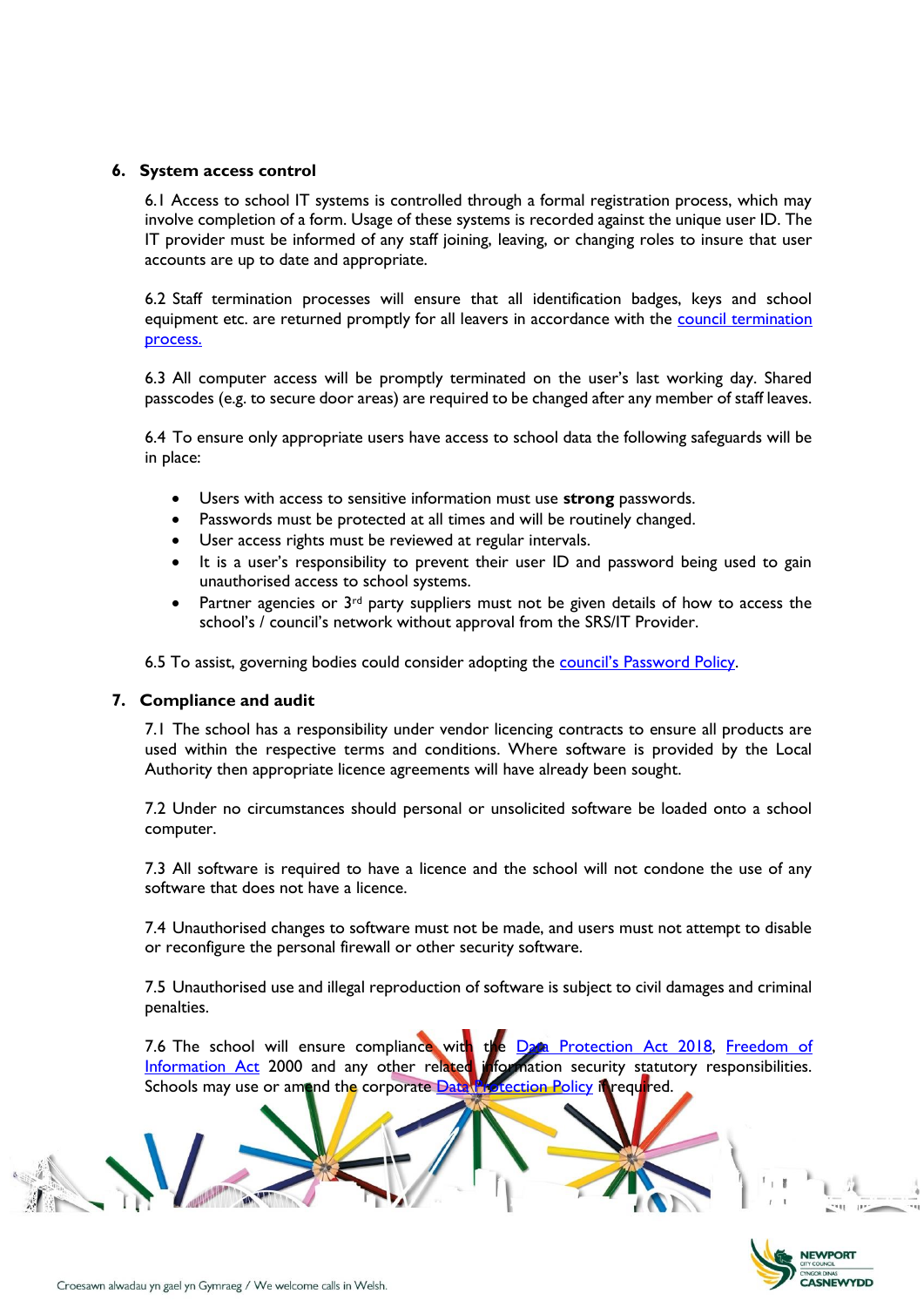## 6. System access control

6.1 Access to school IT systems is controlled through a formal registration process, which may involve completion of a form. Usage of these systems is recorded against the unique user ID. The IT provider must be informed of any staff joining, leaving, or changing roles to insure that user accounts are up to date and appropriate.

6.2 Staff termination processes will ensure that all identification badges, keys and school equipment etc. are returned promptly for all leavers in accordance with the council termination process.

6.3 All computer access will be promptly terminated on the user's last working day. Shared passcodes (e.g. to secure door areas) are required to be changed after any member of staff leaves.

6.4 To ensure only appropriate users have access to school data the following safeguards will be in place:

- Users with access to sensitive information must use **strong** passwords.
- Passwords must be protected at all times and will be routinely changed.
- User access rights must be reviewed at regular intervals.
- It is a user's responsibility to prevent their user ID and password being used to gain unauthorised access to school systems.
- Partner agencies or 3rd party suppliers must not be given details of how to access the school's / council's network without approval from the SRS/IT Provider.

6.5 To assist, governing bodies could consider adopting the council's Password Policy.

## 7. Compliance and audit

7.1 The school has a responsibility under vendor licencing contracts to ensure all products are used within the respective terms and conditions. Where software is provided by the Local Authority then appropriate licence agreements will have already been sought.

7.2 Under no circumstances should personal or unsolicited software be loaded onto a school computer.

7.3 All software is required to have a licence and the school will not condone the use of any software that does not have a licence.

7.4 Unauthorised changes to software must not be made, and users must not attempt to disable or reconfigure the personal firewall or other security software.

7.5 Unauthorised use and illegal reproduction of software is subject to civil damages and criminal penalties.

7.6 The school will ensure compliance with the Data Protection Act 2018, Freedom of Information Act 2000 and any other related information security statutory responsibilities. Schools may use or amend the corporate Data Protection Policy if required.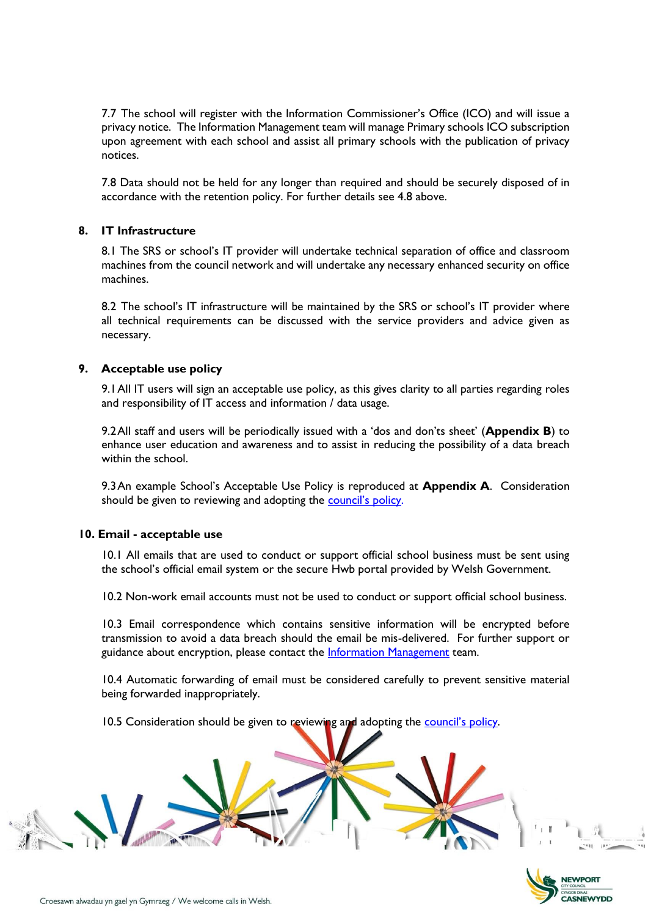7.7 The school will register with the Information Commissioner's Office (ICO) and will issue a privacy notice. The Information Management team will manage Primary schools ICO subscription upon agreement with each school and assist all primary schools with the publication of privacy notices.

7.8 Data should not be held for any longer than required and should be securely disposed of in accordance with the retention policy. For further details see 4.8 above.

## 8. IT Infrastructure

8.1 The SRS or school's IT provider will undertake technical separation of office and classroom machines from the council network and will undertake any necessary enhanced security on office machines.

8.2 The school's IT infrastructure will be maintained by the SRS or school's IT provider where all technical requirements can be discussed with the service providers and advice given as necessary.

## 9. Acceptable use policy

9.1 All IT users will sign an acceptable use policy, as this gives clarity to all parties regarding roles and responsibility of IT access and information / data usage.

9.2 All staff and users will be periodically issued with a 'dos and don'ts sheet' (**Appendix B**) to enhance user education and awareness and to assist in reducing the possibility of a data breach within the school.

9.3 An example School's Acceptable Use Policy is reproduced at **Appendix A**. Consideration should be given to reviewing and adopting the council's policy.

## 10. Email - acceptable use

10.1 All emails that are used to conduct or support official school business must be sent using the school's official email system or the secure Hwb portal provided by Welsh Government.

10.2 Non-work email accounts must not be used to conduct or support official school business.

10.3 Email correspondence which contains sensitive information will be encrypted before transmission to avoid a data breach should the email be mis-delivered. For further support or guidance about encryption, please contact the Information Management team.

10.4 Automatic forwarding of email must be considered carefully to prevent sensitive material being forwarded inappropriately.

10.5 Consideration should be given to reviewing and adopting the council's policy.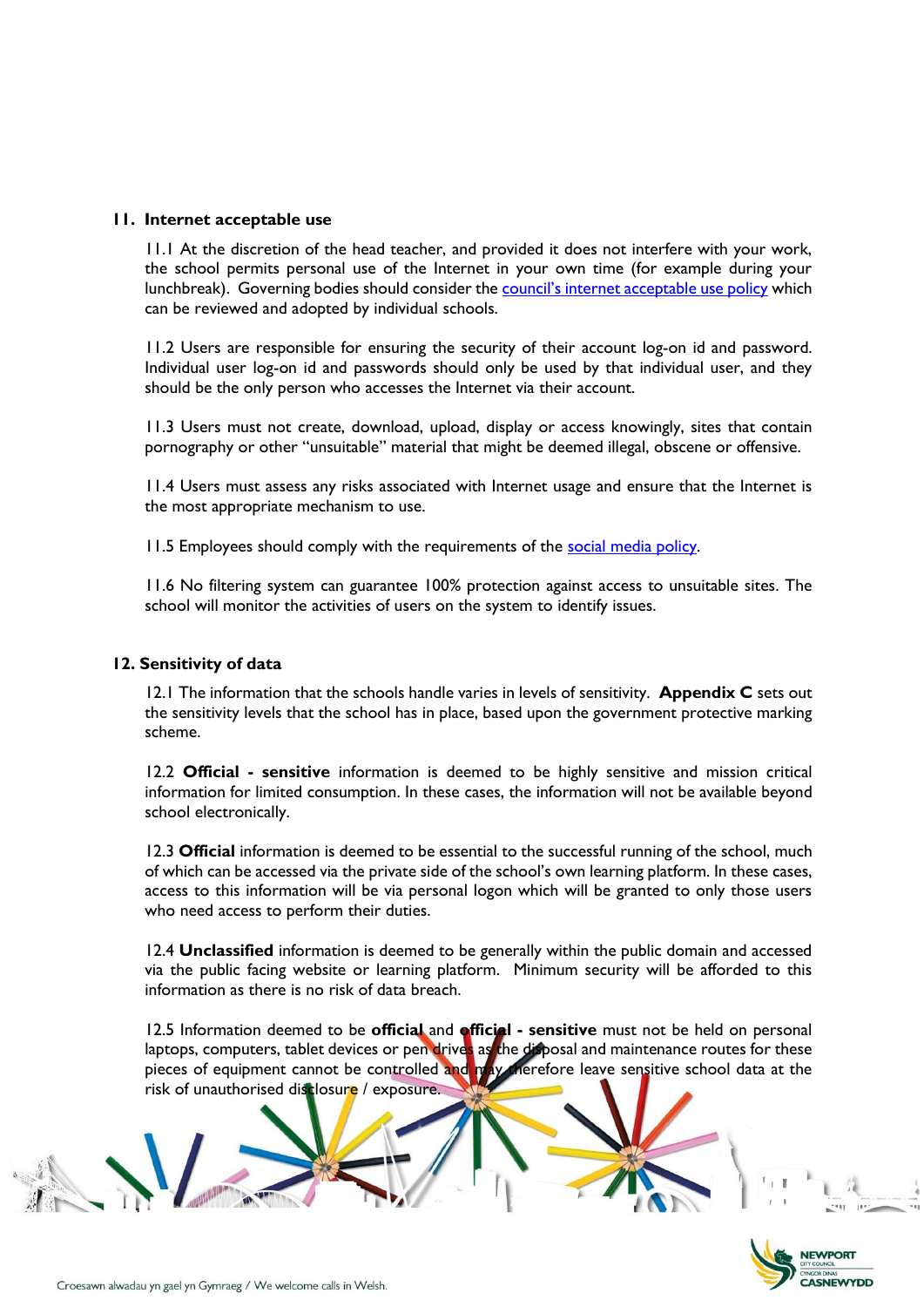## 11. Internet acceptable use

11.1 At the discretion of the head teacher, and provided it does not interfere with your work, the school permits personal use of the Internet in your own time (for example during your lunchbreak). Governing bodies should consider the council's internet acceptable use policy which can be reviewed and adopted by individual schools.

11.2 Users are responsible for ensuring the security of their account log-on id and password. Individual user log-on id and passwords should only be used by that individual user, and they should be the only person who accesses the Internet via their account.

11.3 Users must not create, download, upload, display or access knowingly, sites that contain pornography or other "unsuitable" material that might be deemed illegal, obscene or offensive.

11.4 Users must assess any risks associated with Internet usage and ensure that the Internet is the most appropriate mechanism to use.

11.5 Employees should comply with the requirements of the social media policy.

11.6 No filtering system can guarantee 100% protection against access to unsuitable sites. The school will monitor the activities of users on the system to identify issues.

## 12. Sensitivity of data

12.1 The information that the schools handle varies in levels of sensitivity. **Appendix C** sets out the sensitivity levels that the school has in place, based upon the government protective marking scheme.

12.2 **Official - sensitive** information is deemed to be highly sensitive and mission critical information for limited consumption. In these cases, the information will not be available beyond school electronically.

12.3 **Official** information is deemed to be essential to the successful running of the school, much of which can be accessed via the private side of the school's own learning platform. In these cases, access to this information will be via personal logon which will be granted to only those users who need access to perform their duties.

12.4 **Unclassified** information is deemed to be generally within the public domain and accessed via the public facing website or learning platform. Minimum security will be afforded to this information as there is no risk of data breach.

12.5 Information deemed to be **official** and **official - sensitive** must not be held on personal laptops, computers, tablet devices or pen drives as the disposal and maintenance routes for these pieces of equipment cannot be controlled and may therefore leave sensitive school data at the risk of unauthorised disclosure / exposure.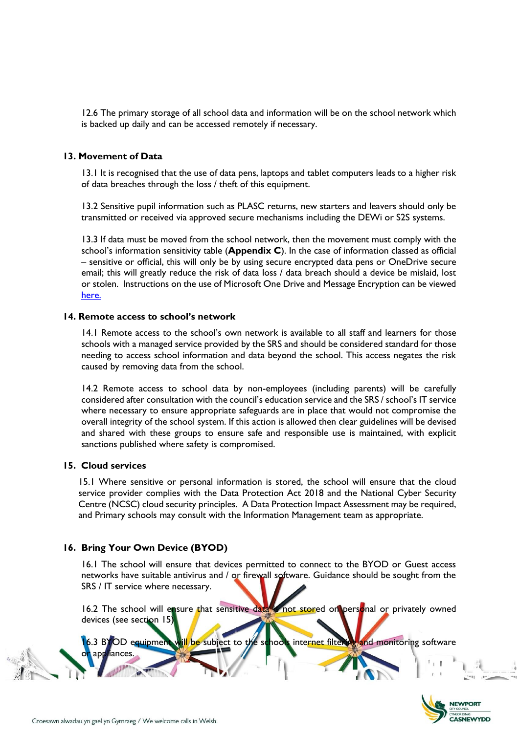12.6 The primary storage of all school data and information will be on the school network which is backed up daily and can be accessed remotely if necessary.

## 13. Movement of Data

13.1 It is recognised that the use of data pens, laptops and tablet computers leads to a higher risk of data breaches through the loss / theft of this equipment.

13.2 Sensitive pupil information such as PLASC returns, new starters and leavers should only be transmitted or received via approved secure mechanisms including the DEWi or S2S systems.

13.3 If data must be moved from the school network, then the movement must comply with the school's information sensitivity table (**Appendix C**). In the case of information classed as official – sensitive or official, this will only be by using secure encrypted data pens or OneDrive secure email; this will greatly reduce the risk of data loss / data breach should a device be mislaid, lost or stolen. Instructions on the use of Microsoft One Drive and Message Encryption can be viewed here.

## 14. Remote access to school's network

14.1 Remote access to the school's own network is available to all staff and learners for those schools with a managed service provided by the SRS and should be considered standard for those needing to access school information and data beyond the school. This access negates the risk caused by removing data from the school.

14.2 Remote access to school data by non-employees (including parents) will be carefully considered after consultation with the council's education service and the SRS / school's IT service where necessary to ensure appropriate safeguards are in place that would not compromise the overall integrity of the school system. If this action is allowed then clear guidelines will be devised and shared with these groups to ensure safe and responsible use is maintained, with explicit sanctions published where safety is compromised.

## 15. Cloud services

15.1 Where sensitive or personal information is stored, the school will ensure that the cloud service provider complies with the Data Protection Act 2018 and the National Cyber Security Centre (NCSC) cloud security principles. A Data Protection Impact Assessment may be required, and Primary schools may consult with the Information Management team as appropriate.

## 16. Bring Your Own Device (BYOD)

16.1 The school will ensure that devices permitted to connect to the BYOD or Guest access networks have suitable antivirus and / or firewall software. Guidance should be sought from the SRS / IT service where necessary.

16.2 The school will ensure that sensitive data is not stored on personal or privately owned devices (see section 15).

16.3 BYOD equipment will be subject to the schools internet filtering and monitoring software or appliances.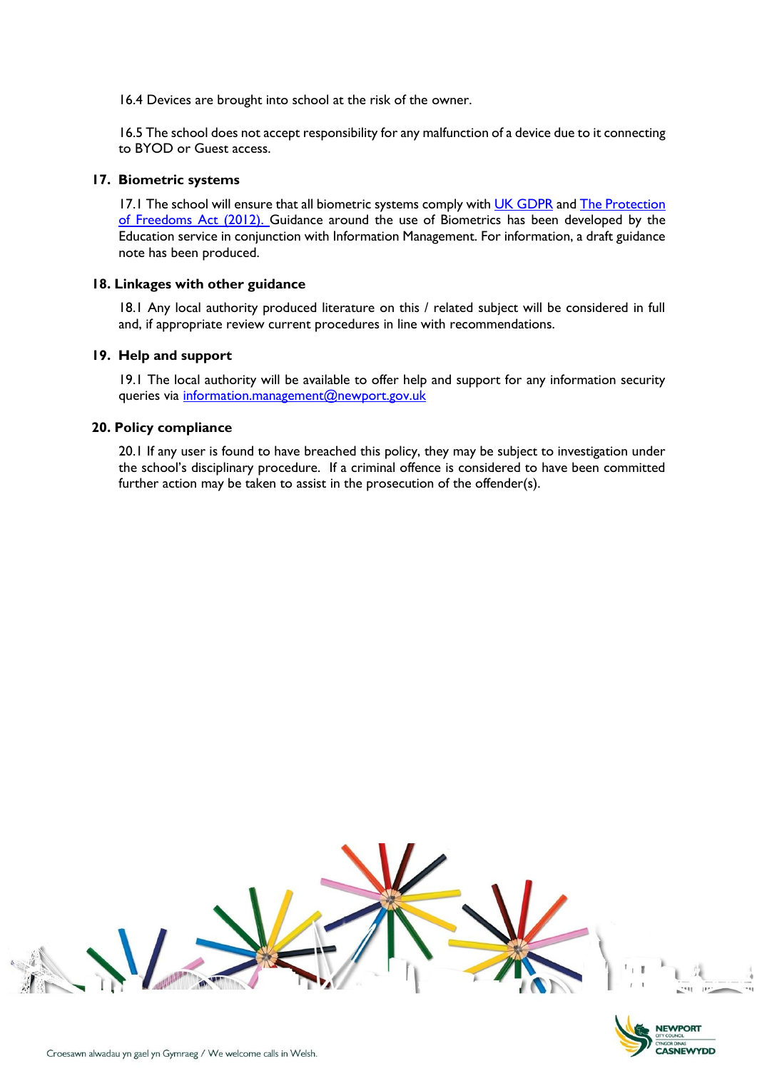16.4 Devices are brought into school at the risk of the owner.

16.5 The school does not accept responsibility for any malfunction of a device due to it connecting to BYOD or Guest access.

## 17. Biometric systems

17.1 The school will ensure that all biometric systems comply with [UK GDPR](#) and [The Protection of Freedoms Act (2012).](#) Guidance around the use of Biometrics has been developed by the Education service in conjunction with Information Management. For information, a draft guidance note has been produced.

## 18. Linkages with other guidance

18.1 Any local authority produced literature on this / related subject will be considered in full and, if appropriate review current procedures in line with recommendations.

## 19. Help and support

19.1 The local authority will be available to offer help and support for any information security queries via [information.management@newport.gov.uk](mailto:information.management@newport.gov.uk)

## 20. Policy compliance

20.1 If any user is found to have breached this policy, they may be subject to investigation under the school's disciplinary procedure. If a criminal offence is considered to have been committed further action may be taken to assist in the prosecution of the offender(s).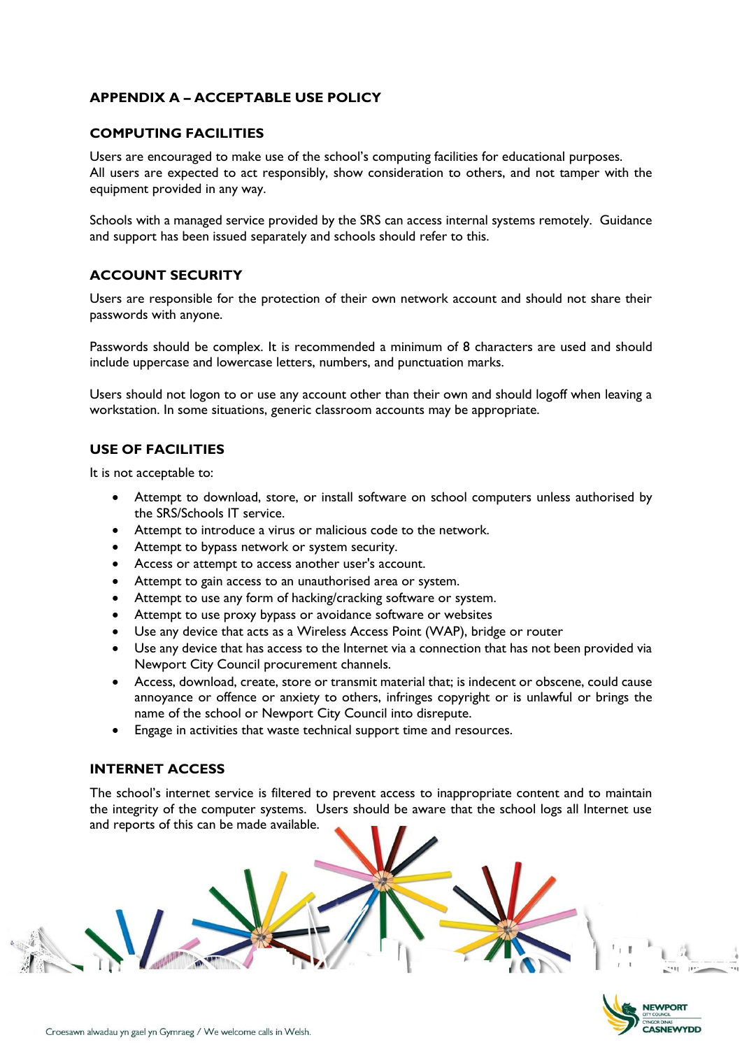## APPENDIX A – ACCEPTABLE USE POLICY

### COMPUTING FACILITIES

Users are encouraged to make use of the school's computing facilities for educational purposes. All users are expected to act responsibly, show consideration to others, and not tamper with the equipment provided in any way.

Schools with a managed service provided by the SRS can access internal systems remotely. Guidance and support has been issued separately and schools should refer to this.

### ACCOUNT SECURITY

Users are responsible for the protection of their own network account and should not share their passwords with anyone.

Passwords should be complex. It is recommended a minimum of 8 characters are used and should include uppercase and lowercase letters, numbers, and punctuation marks.

Users should not logon to or use any account other than their own and should logoff when leaving a workstation. In some situations, generic classroom accounts may be appropriate.

### USE OF FACILITIES

It is not acceptable to:

- Attempt to download, store, or install software on school computers unless authorised by the SRS/Schools IT service.
- Attempt to introduce a virus or malicious code to the network.
- Attempt to bypass network or system security.
- Access or attempt to access another user's account.
- Attempt to gain access to an unauthorised area or system.
- Attempt to use any form of hacking/cracking software or system.
- Attempt to use proxy bypass or avoidance software or websites
- Use any device that acts as a Wireless Access Point (WAP), bridge or router
- Use any device that has access to the Internet via a connection that has not been provided via Newport City Council procurement channels.
- Access, download, create, store or transmit material that; is indecent or obscene, could cause annoyance or offence or anxiety to others, infringes copyright or is unlawful or brings the name of the school or Newport City Council into disrepute.
- Engage in activities that waste technical support time and resources.

### INTERNET ACCESS

The school's internet service is filtered to prevent access to inappropriate content and to maintain the integrity of the computer systems. Users should be aware that the school logs all Internet use and reports of this can be made available.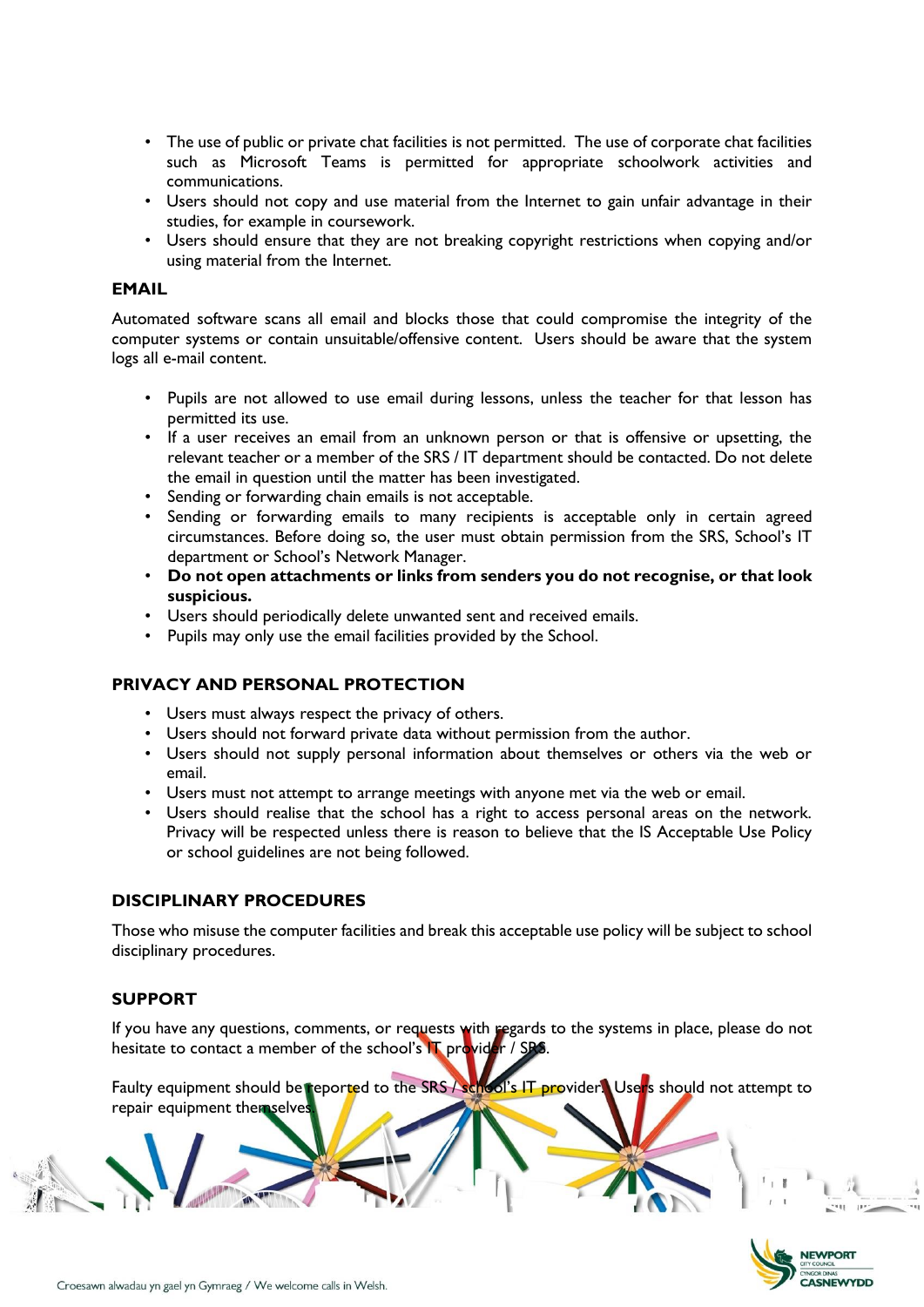- The use of public or private chat facilities is not permitted. The use of corporate chat facilities such as Microsoft Teams is permitted for appropriate schoolwork activities and communications.
- Users should not copy and use material from the Internet to gain unfair advantage in their studies, for example in coursework.
- Users should ensure that they are not breaking copyright restrictions when copying and/or using material from the Internet.

## EMAIL

Automated software scans all email and blocks those that could compromise the integrity of the computer systems or contain unsuitable/offensive content. Users should be aware that the system logs all e-mail content.

- Pupils are not allowed to use email during lessons, unless the teacher for that lesson has permitted its use.
- If a user receives an email from an unknown person or that is offensive or upsetting, the relevant teacher or a member of the SRS / IT department should be contacted. Do not delete the email in question until the matter has been investigated.
- Sending or forwarding chain emails is not acceptable.
- Sending or forwarding emails to many recipients is acceptable only in certain agreed circumstances. Before doing so, the user must obtain permission from the SRS, School's IT department or School's Network Manager.
- **Do not open attachments or links from senders you do not recognise, or that look suspicious.**
- Users should periodically delete unwanted sent and received emails.
- Pupils may only use the email facilities provided by the School.

## PRIVACY AND PERSONAL PROTECTION

- Users must always respect the privacy of others.
- Users should not forward private data without permission from the author.
- Users should not supply personal information about themselves or others via the web or email.
- Users must not attempt to arrange meetings with anyone met via the web or email.
- Users should realise that the school has a right to access personal areas on the network. Privacy will be respected unless there is reason to believe that the IS Acceptable Use Policy or school guidelines are not being followed.

## DISCIPLINARY PROCEDURES

Those who misuse the computer facilities and break this acceptable use policy will be subject to school disciplinary procedures.

## SUPPORT

If you have any questions, comments, or requests with regards to the systems in place, please do not hesitate to contact a member of the school's IT provider / SRS.

Faulty equipment should be reported to the SRS / school's IT provider. Users should not attempt to repair equipment themselves.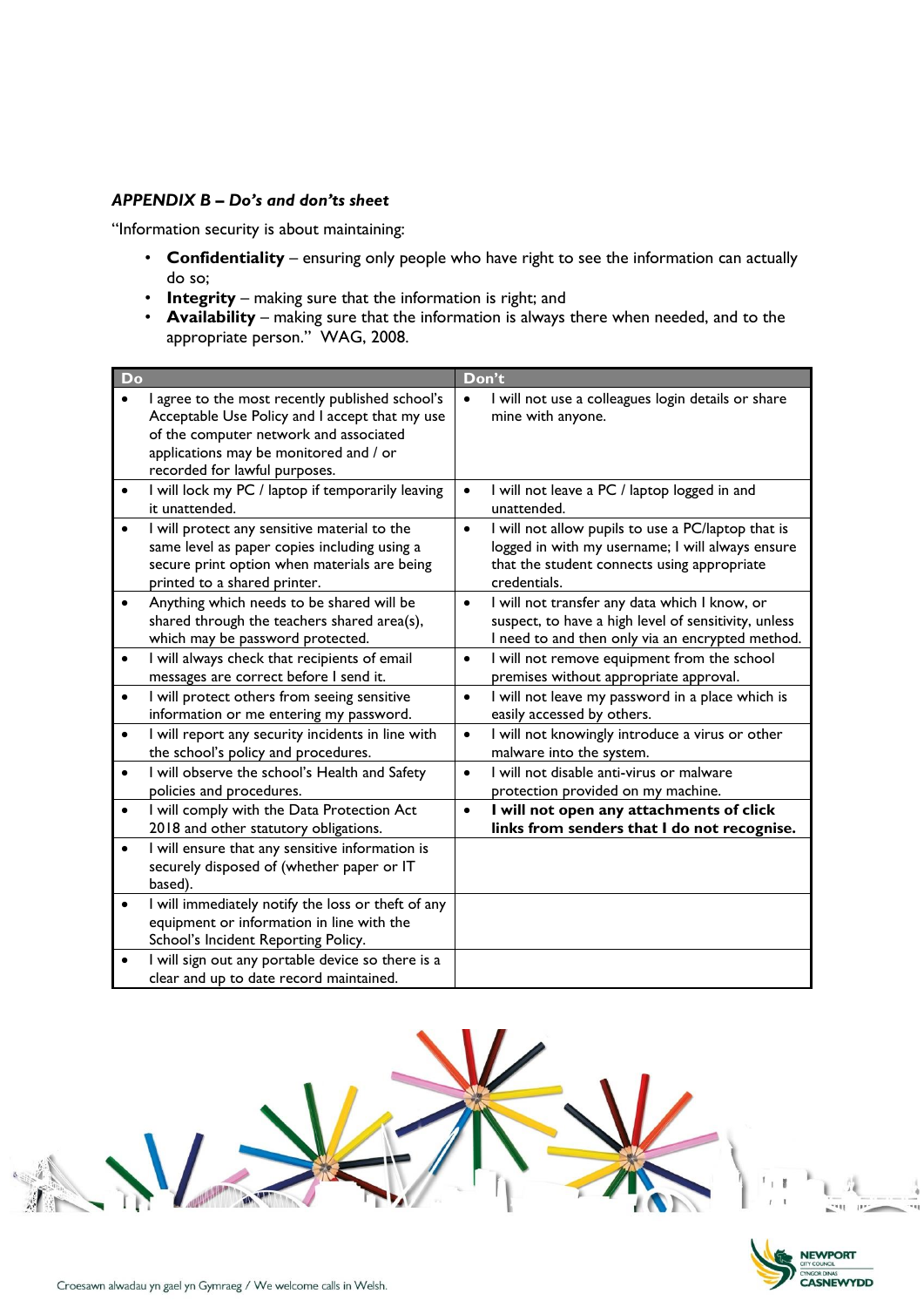*APPENDIX B – Do's and don'ts sheet*

"Information security is about maintaining:

- **Confidentiality** – ensuring only people who have right to see the information can actually do so;
- **Integrity** – making sure that the information is right; and
- **Availability** – making sure that the information is always there when needed, and to the appropriate person." WAG, 2008.

| Do | Don't |
|---|---|
| • I agree to the most recently published school's Acceptable Use Policy and I accept that my use of the computer network and associated applications may be monitored and / or recorded for lawful purposes. | • I will not use a colleagues login details or share mine with anyone. |
| • I will lock my PC / laptop if temporarily leaving it unattended. | • I will not leave a PC / laptop logged in and unattended. |
| • I will protect any sensitive material to the same level as paper copies including using a secure print option when materials are being printed to a shared printer. | • I will not allow pupils to use a PC/laptop that is logged in with my username; I will always ensure that the student connects using appropriate credentials. |
| • Anything which needs to be shared will be shared through the teachers shared area(s), which may be password protected. | • I will not transfer any data which I know, or suspect, to have a high level of sensitivity, unless I need to and then only via an encrypted method. |
| • I will always check that recipients of email messages are correct before I send it. | • I will not remove equipment from the school premises without appropriate approval. |
| • I will protect others from seeing sensitive information or me entering my password. | • I will not leave my password in a place which is easily accessed by others. |
| • I will report any security incidents in line with the school's policy and procedures. | • I will not knowingly introduce a virus or other malware into the system. |
| • I will observe the school's Health and Safety policies and procedures. | • I will not disable anti-virus or malware protection provided on my machine. |
| • I will comply with the Data Protection Act 2018 and other statutory obligations. | • **I will not open any attachments of click links from senders that I do not recognise.** |
| • I will ensure that any sensitive information is securely disposed of (whether paper or IT based). | |
| • I will immediately notify the loss or theft of any equipment or information in line with the School's Incident Reporting Policy. | |
| • I will sign out any portable device so there is a clear and up to date record maintained. | |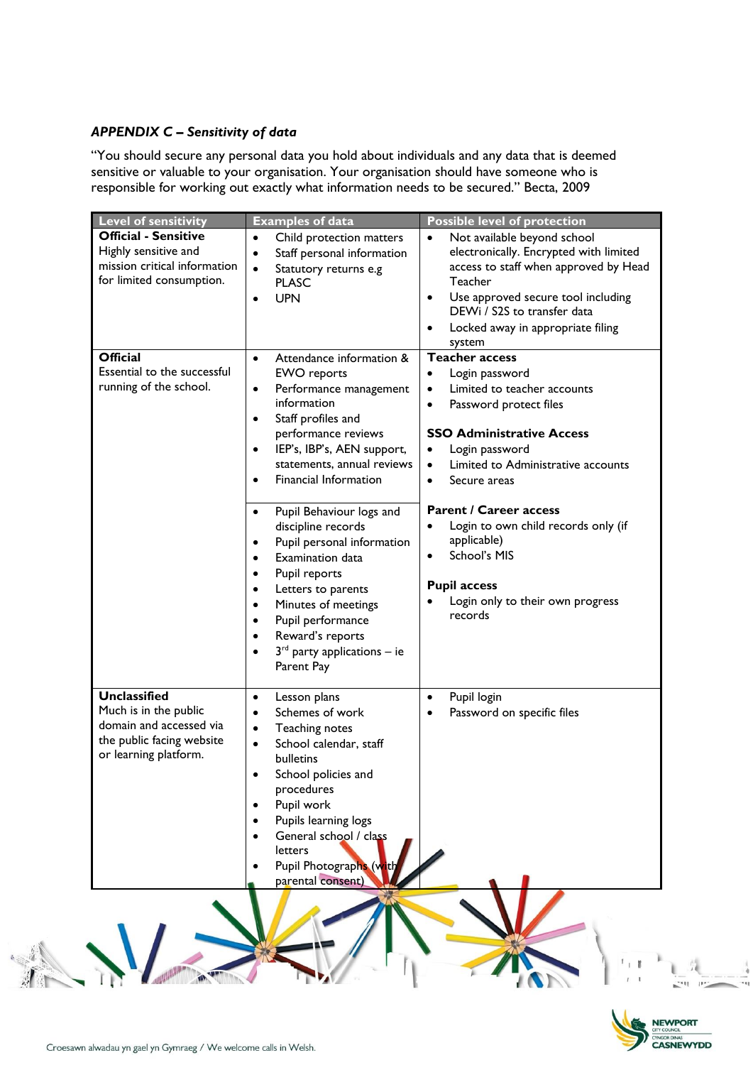### *APPENDIX C – Sensitivity of data*

"You should secure any personal data you hold about individuals and any data that is deemed sensitive or valuable to your organisation. Your organisation should have someone who is responsible for working out exactly what information needs to be secured." Becta, 2009

| Level of sensitivity | Examples of data | Possible level of protection |
|---|---|---|
| **Official - Sensitive**<br>Highly sensitive and mission critical information for limited consumption. | • Child protection matters<br>• Staff personal information<br>• Statutory returns e.g PLASC<br>• UPN | • Not available beyond school electronically. Encrypted with limited access to staff when approved by Head Teacher<br>• Use approved secure tool including DEWi / S2S to transfer data<br>• Locked away in appropriate filing system |
| **Official**<br>Essential to the successful running of the school. | • Attendance information & EWO reports<br>• Performance management information<br>• Staff profiles and performance reviews<br>• IEP's, IBP's, AEN support, statements, annual reviews<br>• Financial Information | **Teacher access**<br>• Login password<br>• Limited to teacher accounts<br>• Password protect files<br><br>**SSO Administrative Access**<br>• Login password<br>• Limited to Administrative accounts<br>• Secure areas |
| | • Pupil Behaviour logs and discipline records<br>• Pupil personal information<br>• Examination data<br>• Pupil reports<br>• Letters to parents<br>• Minutes of meetings<br>• Pupil performance<br>• Reward's reports<br>• 3rd party applications – ie Parent Pay | **Parent / Career access**<br>• Login to own child records only (if applicable)<br>• School's MIS<br><br>**Pupil access**<br>• Login only to their own progress records |
| **Unclassified**<br>Much is in the public domain and accessed via the public facing website or learning platform. | • Lesson plans<br>• Schemes of work<br>• Teaching notes<br>• School calendar, staff bulletins<br>• School policies and procedures<br>• Pupil work<br>• Pupils learning logs<br>• General school / class letters<br>• Pupil Photographs (with parental consent) | • Pupil login<br>• Password on specific files |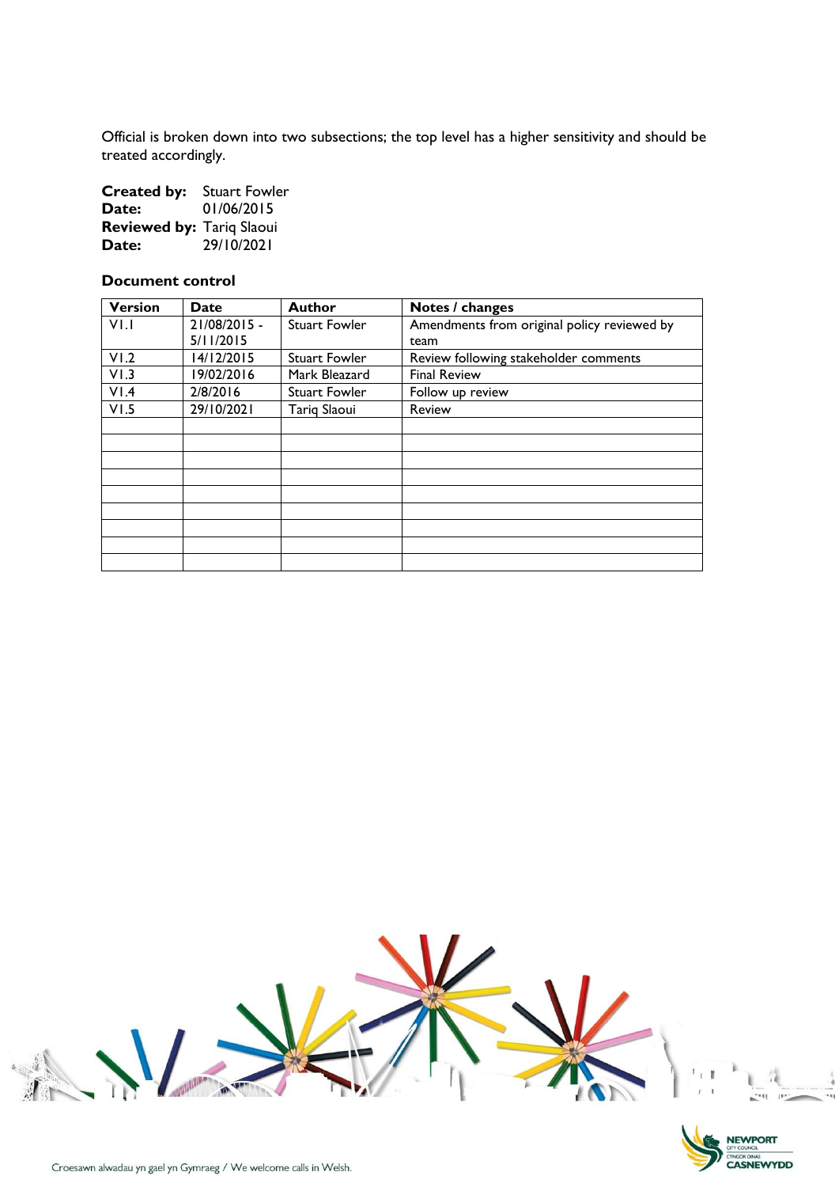Official is broken down into two subsections; the top level has a higher sensitivity and should be treated accordingly.

**Created by:** Stuart Fowler
**Date:** 01/06/2015
**Reviewed by:** Tariq Slaoui
**Date:** 29/10/2021

### Document control

| Version | Date | Author | Notes / changes |
|---|---|---|---|
| V1.1 | 21/08/2015 - 5/11/2015 | Stuart Fowler | Amendments from original policy reviewed by team |
| V1.2 | 14/12/2015 | Stuart Fowler | Review following stakeholder comments |
| V1.3 | 19/02/2016 | Mark Bleazard | Final Review |
| V1.4 | 2/8/2016 | Stuart Fowler | Follow up review |
| V1.5 | 29/10/2021 | Tariq Slaoui | Review |
| | | | |
| | | | |
| | | | |
| | | | |
| | | | |
| | | | |
| | | | |
| | | | |
| | | | |

Croesawn alwadau yn gael yn Gymraeg / We welcome calls in Welsh.